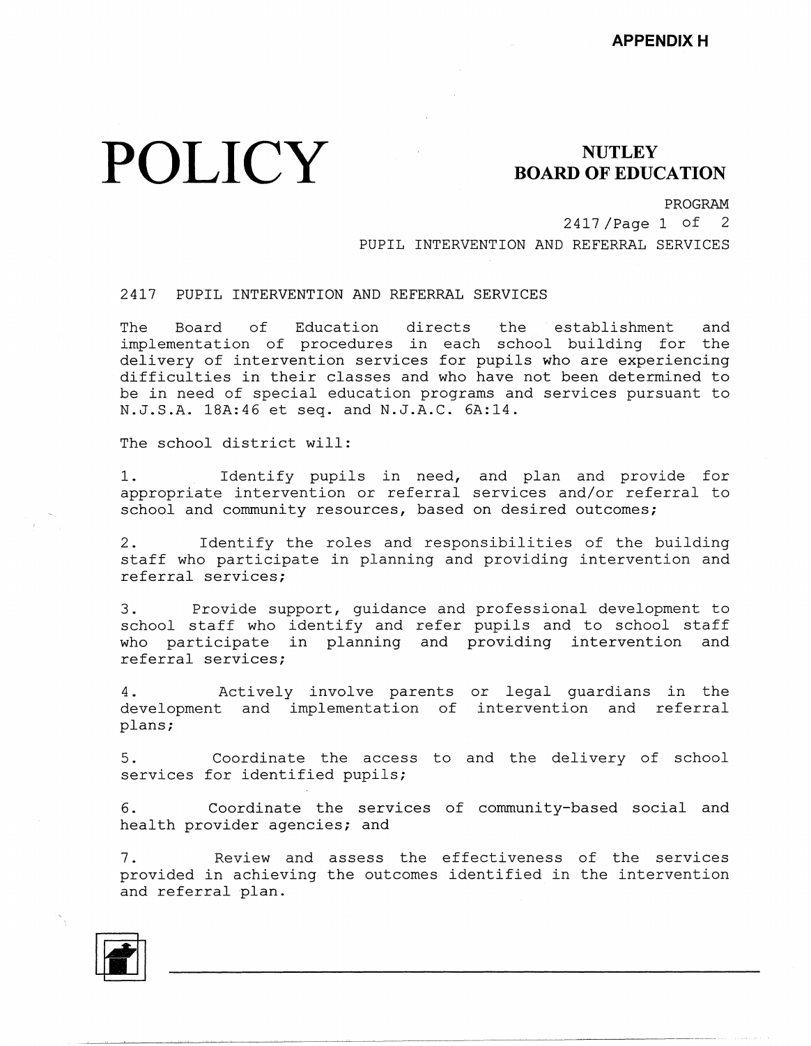APPENDIX H

# POLICY

**NUTLEY BOARD OF EDUCATION**

PROGRAM
2417/Page 1 of 2
PUPIL INTERVENTION AND REFERRAL SERVICES

## 2417 PUPIL INTERVENTION AND REFERRAL SERVICES

The Board of Education directs the establishment and implementation of procedures in each school building for the delivery of intervention services for pupils who are experiencing difficulties in their classes and who have not been determined to be in need of special education programs and services pursuant to N.J.S.A. 18A:46 et seq. and N.J.A.C. 6A:14.

The school district will:

1. Identify pupils in need, and plan and provide for appropriate intervention or referral services and/or referral to school and community resources, based on desired outcomes;

2. Identify the roles and responsibilities of the building staff who participate in planning and providing intervention and referral services;

3. Provide support, guidance and professional development to school staff who identify and refer pupils and to school staff who participate in planning and providing intervention and referral services;

4. Actively involve parents or legal guardians in the development and implementation of intervention and referral plans;

5. Coordinate the access to and the delivery of school services for identified pupils;

6. Coordinate the services of community-based social and health provider agencies; and

7. Review and assess the effectiveness of the services provided in achieving the outcomes identified in the intervention and referral plan.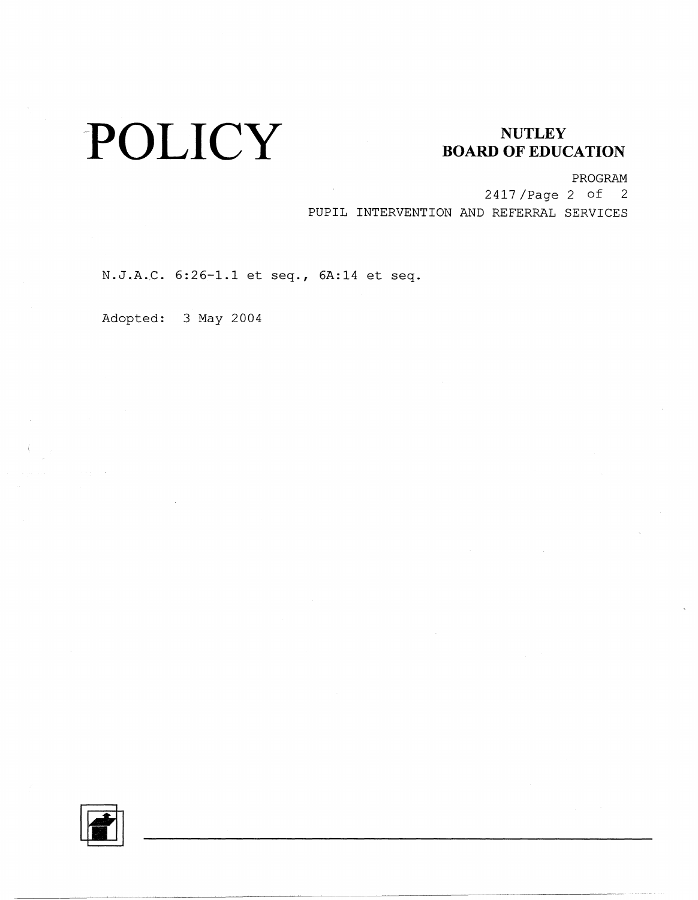N.J.A.C. 6:26-1.1 et seq., 6A:14 et seq.

Adopted: 3 May 2004